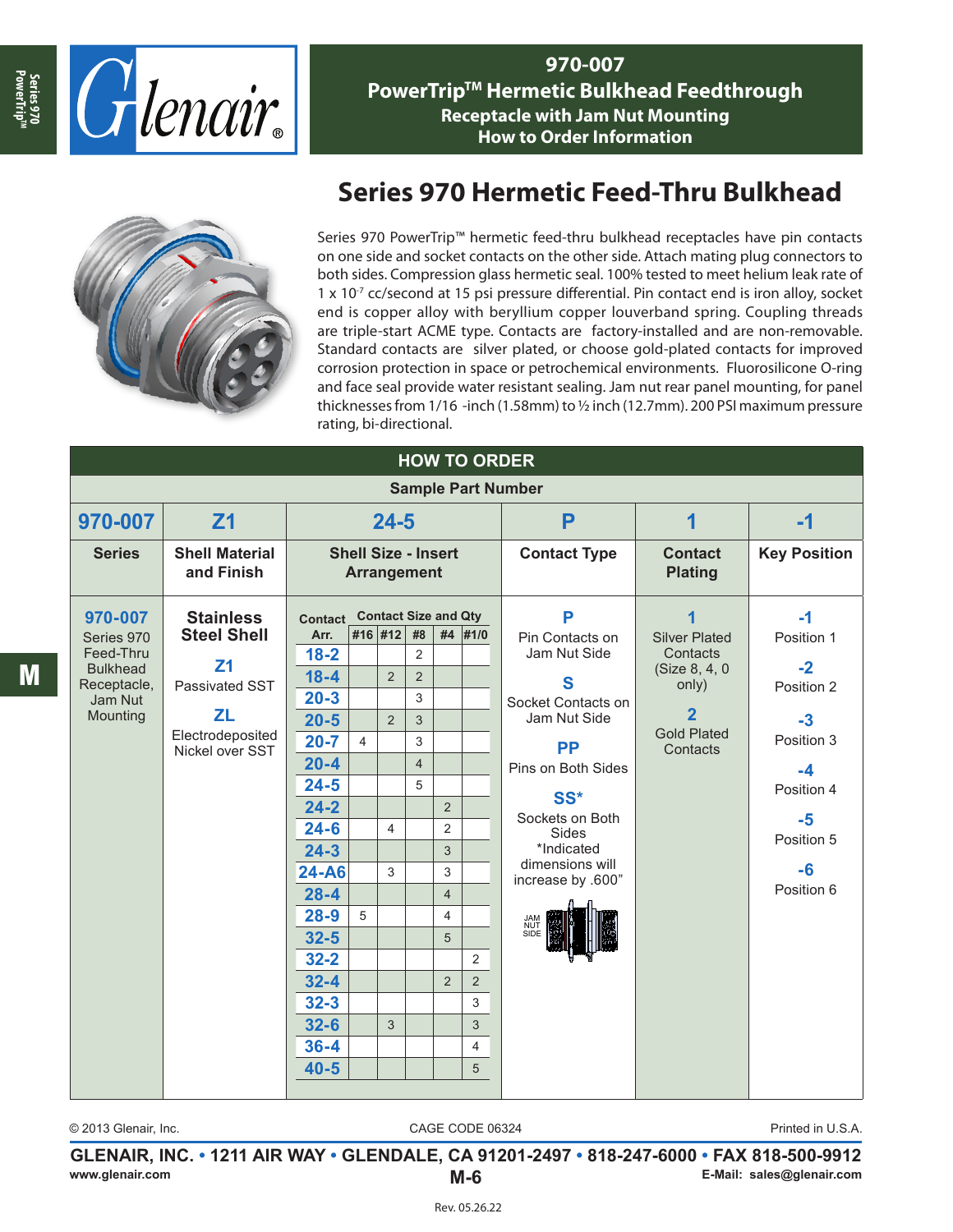# 970-007
## PowerTrip™ Hermetic Bulkhead Feedthrough
### Receptacle with Jam Nut Mounting
### How to Order Information

## Series 970 Hermetic Feed-Thru Bulkhead

Series 970 PowerTrip™ hermetic feed-thru bulkhead receptacles have pin contacts on one side and socket contacts on the other side. Attach mating plug connectors to both sides. Compression glass hermetic seal. 100% tested to meet helium leak rate of 1 x $10^{-7}$ cc/second at 15 psi pressure differential. Pin contact end is iron alloy, socket end is copper alloy with beryllium copper louverband spring. Coupling threads are triple-start ACME type. Contacts are factory-installed and are non-removable. Standard contacts are silver plated, or choose gold-plated contacts for improved corrosion protection in space or petrochemical environments. Fluorosilicone O-ring and face seal provide water resistant sealing. Jam nut rear panel mounting, for panel thicknesses from 1/16 -inch (1.58mm) to ½ inch (12.7mm). 200 PSI maximum pressure rating, bi-directional.

## HOW TO ORDER

**Sample Part Number**

| 970-007 | Z1 | 24-5 | P | 1 | -1 |
|---|---|---|---|---|---|
| **Series** | **Shell Material and Finish** | **Shell Size - Insert Arrangement** | **Contact Type** | **Contact Plating** | **Key Position** |
| **970-007** Series 970 Feed-Thru Bulkhead Receptacle, Jam Nut Mounting | **Stainless Steel Shell**<br>**Z1** Passivated SST<br>**ZL** Electrodeposited Nickel over SST | See table below | **P** Pin Contacts on Jam Nut Side<br>**S** Socket Contacts on Jam Nut Side<br>**PP** Pins on Both Sides<br>**SS*** Sockets on Both Sides<br>*Indicated dimensions will increase by .600” | **1** Silver Plated Contacts (Size 8, 4, 0 only)<br>**2** Gold Plated Contacts | **-1** Position 1<br>**-2** Position 2<br>**-3** Position 3<br>**-4** Position 4<br>**-5** Position 5<br>**-6** Position 6 |

**Shell Size - Insert Arrangement**

| Contact Arr. | #16 | #12 | #8 | #4 | #1/0 |
|---|---|---|---|---|---|
| 18-2 | | | 2 | | |
| 18-4 | | 2 | 2 | | |
| 20-3 | | | 3 | | |
| 20-5 | | 2 | 3 | | |
| 20-7 | 4 | | 3 | | |
| 20-4 | | | 4 | | |
| 24-5 | | | 5 | | |
| 24-2 | | | | 2 | |
| 24-6 | | 4 | | 2 | |
| 24-3 | | | | 3 | |
| 24-A6 | | 3 | | 3 | |
| 28-4 | | | | 4 | |
| 28-9 | 5 | | | 4 | |
| 32-5 | | | | 5 | |
| 32-2 | | | | | 2 |
| 32-4 | | | | 2 | 2 |
| 32-3 | | | | | 3 |
| 32-6 | | 3 | | | 3 |
| 36-4 | | | | | 4 |
| 40-5 | | | | | 5 |

JAM NUT SIDE

© 2013 Glenair, Inc. CAGE CODE 06324 Printed in U.S.A.

**GLENAIR, INC. • 1211 AIR WAY • GLENDALE, CA 91201-2497 • 818-247-6000 • FAX 818-500-9912**
www.glenair.com M-6 E-Mail: sales@glenair.com

Rev. 05.26.22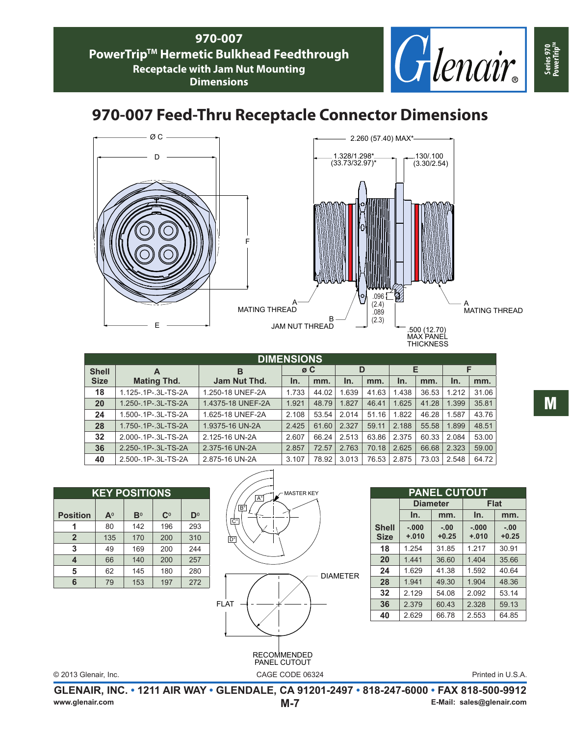# 970-007 PowerTrip™ Hermetic Bulkhead Feedthrough Receptacle with Jam Nut Mounting Dimensions

## 970-007 Feed-Thru Receptacle Connector Dimensions

Ø C

D

F

E

2.260 (57.40) MAX*

1.328/1.298* (33.73/32.97)*

.130/.100 (3.30/2.54)

A MATING THREAD

B JAM NUT THREAD

.096 (2.4) .089 (2.3)

A MATING THREAD

.500 (12.70) MAX PANEL THICKNESS

| DIMENSIONS | | | | | | | | | | |
|---|---|---|---|---|---|---|---|---|---|---|
| Shell Size | A Mating Thd. | B Jam Nut Thd. | ø C | | D | | E | | F | |
| | | | In. | mm. | In. | mm. | In. | mm. | In. | mm. |
| 18 | 1.125-.1P-.3L-TS-2A | 1.250-18 UNEF-2A | 1.733 | 44.02 | 1.639 | 41.63 | 1.438 | 36.53 | 1.212 | 31.06 |
| 20 | 1.250-.1P-.3L-TS-2A | 1.4375-18 UNEF-2A | 1.921 | 48.79 | 1.827 | 46.41 | 1.625 | 41.28 | 1.399 | 35.81 |
| 24 | 1.500-.1P-.3L-TS-2A | 1.625-18 UNEF-2A | 2.108 | 53.54 | 2.014 | 51.16 | 1.822 | 46.28 | 1.587 | 43.76 |
| 28 | 1.750-.1P-.3L-TS-2A | 1.9375-16 UN-2A | 2.425 | 61.60 | 2.327 | 59.11 | 2.188 | 55.58 | 1.899 | 48.51 |
| 32 | 2.000-.1P-.3L-TS-2A | 2.125-16 UN-2A | 2.607 | 66.24 | 2.513 | 63.86 | 2.375 | 60.33 | 2.084 | 53.00 |
| 36 | 2.250-.1P-.3L-TS-2A | 2.375-16 UN-2A | 2.857 | 72.57 | 2.763 | 70.18 | 2.625 | 66.68 | 2.323 | 59.00 |
| 40 | 2.500-.1P-.3L-TS-2A | 2.875-16 UN-2A | 3.107 | 78.92 | 3.013 | 76.53 | 2.875 | 73.03 | 2.548 | 64.72 |

| KEY POSITIONS | | | | |
|---|---|---|---|---|
| Position | A° | B° | C° | D° |
| 1 | 80 | 142 | 196 | 293 |
| 2 | 135 | 170 | 200 | 310 |
| 3 | 49 | 169 | 200 | 244 |
| 4 | 66 | 140 | 200 | 257 |
| 5 | 62 | 145 | 180 | 280 |
| 6 | 79 | 153 | 197 | 272 |

A° B° C° D° MASTER KEY

DIAMETER

FLAT

RECOMMENDED PANEL CUTOUT

| PANEL CUTOUT | | | | |
|---|---|---|---|---|
| | Diameter | | Flat | |
| | In. | mm. | In. | mm. |
| Shell Size | -.000 +.010 | -.00 +0.25 | -.000 +.010 | -.00 +0.25 |
| 18 | 1.254 | 31.85 | 1.217 | 30.91 |
| 20 | 1.441 | 36.60 | 1.404 | 35.66 |
| 24 | 1.629 | 41.38 | 1.592 | 40.64 |
| 28 | 1.941 | 49.30 | 1.904 | 48.36 |
| 32 | 2.129 | 54.08 | 2.092 | 53.14 |
| 36 | 2.379 | 60.43 | 2.328 | 59.13 |
| 40 | 2.629 | 66.78 | 2.553 | 64.85 |

© 2013 Glenair, Inc. CAGE CODE 06324 Printed in U.S.A.

GLENAIR, INC. • 1211 AIR WAY • GLENDALE, CA 91201-2497 • 818-247-6000 • FAX 818-500-9912

www.glenair.com E-Mail: sales@glenair.com